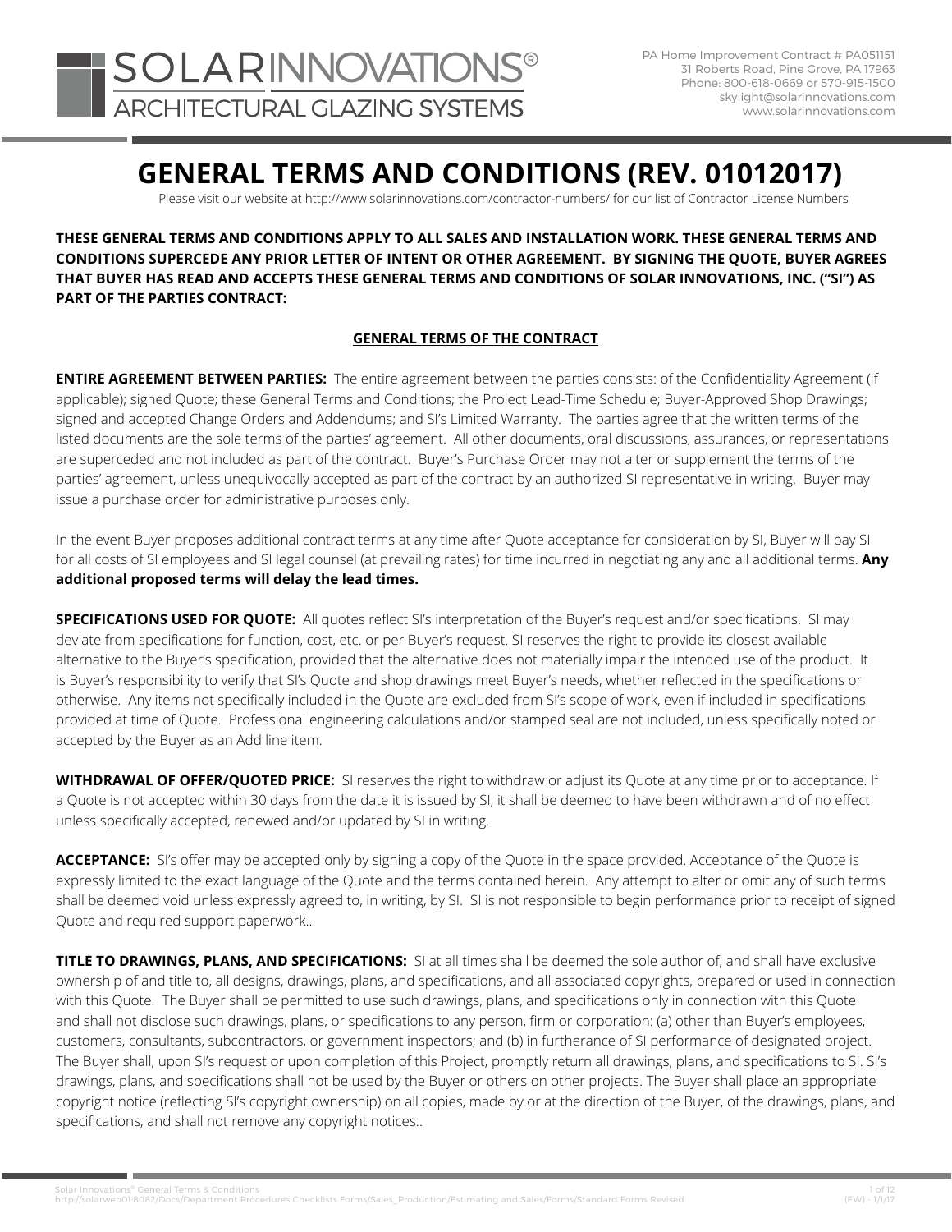# GENERAL TERMS AND CONDITIONS (REV. 01012017)

Please visit our website at http://www.solarinnovations.com/contractor-numbers/ for our list of Contractor License Numbers

**THESE GENERAL TERMS AND CONDITIONS APPLY TO ALL SALES AND INSTALLATION WORK. THESE GENERAL TERMS AND CONDITIONS SUPERCEDE ANY PRIOR LETTER OF INTENT OR OTHER AGREEMENT. BY SIGNING THE QUOTE, BUYER AGREES THAT BUYER HAS READ AND ACCEPTS THESE GENERAL TERMS AND CONDITIONS OF SOLAR INNOVATIONS, INC. ("SI") AS PART OF THE PARTIES CONTRACT:**

## GENERAL TERMS OF THE CONTRACT

**ENTIRE AGREEMENT BETWEEN PARTIES:** The entire agreement between the parties consists: of the Confidentiality Agreement (if applicable); signed Quote; these General Terms and Conditions; the Project Lead-Time Schedule; Buyer-Approved Shop Drawings; signed and accepted Change Orders and Addendums; and SI's Limited Warranty. The parties agree that the written terms of the listed documents are the sole terms of the parties' agreement. All other documents, oral discussions, assurances, or representations are superceded and not included as part of the contract. Buyer's Purchase Order may not alter or supplement the terms of the parties' agreement, unless unequivocally accepted as part of the contract by an authorized SI representative in writing. Buyer may issue a purchase order for administrative purposes only.

In the event Buyer proposes additional contract terms at any time after Quote acceptance for consideration by SI, Buyer will pay SI for all costs of SI employees and SI legal counsel (at prevailing rates) for time incurred in negotiating any and all additional terms. **Any additional proposed terms will delay the lead times.**

**SPECIFICATIONS USED FOR QUOTE:** All quotes reflect SI's interpretation of the Buyer's request and/or specifications. SI may deviate from specifications for function, cost, etc. or per Buyer's request. SI reserves the right to provide its closest available alternative to the Buyer's specification, provided that the alternative does not materially impair the intended use of the product. It is Buyer's responsibility to verify that SI's Quote and shop drawings meet Buyer's needs, whether reflected in the specifications or otherwise. Any items not specifically included in the Quote are excluded from SI's scope of work, even if included in specifications provided at time of Quote. Professional engineering calculations and/or stamped seal are not included, unless specifically noted or accepted by the Buyer as an Add line item.

**WITHDRAWAL OF OFFER/QUOTED PRICE:** SI reserves the right to withdraw or adjust its Quote at any time prior to acceptance. If a Quote is not accepted within 30 days from the date it is issued by SI, it shall be deemed to have been withdrawn and of no effect unless specifically accepted, renewed and/or updated by SI in writing.

**ACCEPTANCE:** SI's offer may be accepted only by signing a copy of the Quote in the space provided. Acceptance of the Quote is expressly limited to the exact language of the Quote and the terms contained herein. Any attempt to alter or omit any of such terms shall be deemed void unless expressly agreed to, in writing, by SI. SI is not responsible to begin performance prior to receipt of signed Quote and required support paperwork..

**TITLE TO DRAWINGS, PLANS, AND SPECIFICATIONS:** SI at all times shall be deemed the sole author of, and shall have exclusive ownership of and title to, all designs, drawings, plans, and specifications, and all associated copyrights, prepared or used in connection with this Quote. The Buyer shall be permitted to use such drawings, plans, and specifications only in connection with this Quote and shall not disclose such drawings, plans, or specifications to any person, firm or corporation: (a) other than Buyer's employees, customers, consultants, subcontractors, or government inspectors; and (b) in furtherance of SI performance of designated project. The Buyer shall, upon SI's request or upon completion of this Project, promptly return all drawings, plans, and specifications to SI. SI's drawings, plans, and specifications shall not be used by the Buyer or others on other projects. The Buyer shall place an appropriate copyright notice (reflecting SI's copyright ownership) on all copies, made by or at the direction of the Buyer, of the drawings, plans, and specifications, and shall not remove any copyright notices..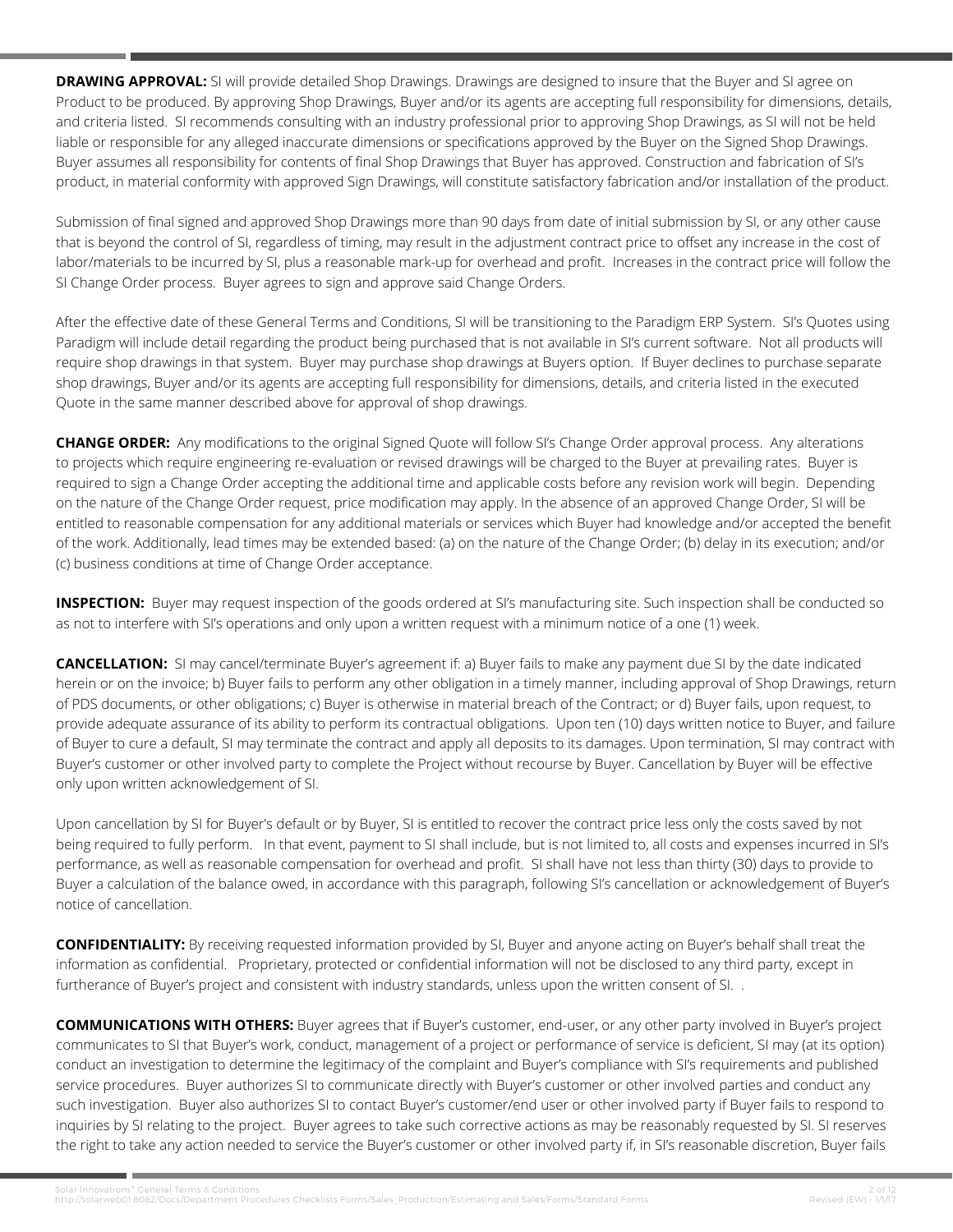**DRAWING APPROVAL:** SI will provide detailed Shop Drawings. Drawings are designed to insure that the Buyer and SI agree on Product to be produced. By approving Shop Drawings, Buyer and/or its agents are accepting full responsibility for dimensions, details, and criteria listed. SI recommends consulting with an industry professional prior to approving Shop Drawings, as SI will not be held liable or responsible for any alleged inaccurate dimensions or specifications approved by the Buyer on the Signed Shop Drawings. Buyer assumes all responsibility for contents of final Shop Drawings that Buyer has approved. Construction and fabrication of SI's product, in material conformity with approved Sign Drawings, will constitute satisfactory fabrication and/or installation of the product.

Submission of final signed and approved Shop Drawings more than 90 days from date of initial submission by SI, or any other cause that is beyond the control of SI, regardless of timing, may result in the adjustment contract price to offset any increase in the cost of labor/materials to be incurred by SI, plus a reasonable mark-up for overhead and profit. Increases in the contract price will follow the SI Change Order process. Buyer agrees to sign and approve said Change Orders.

After the effective date of these General Terms and Conditions, SI will be transitioning to the Paradigm ERP System. SI's Quotes using Paradigm will include detail regarding the product being purchased that is not available in SI's current software. Not all products will require shop drawings in that system. Buyer may purchase shop drawings at Buyers option. If Buyer declines to purchase separate shop drawings, Buyer and/or its agents are accepting full responsibility for dimensions, details, and criteria listed in the executed Quote in the same manner described above for approval of shop drawings.

**CHANGE ORDER:** Any modifications to the original Signed Quote will follow SI's Change Order approval process. Any alterations to projects which require engineering re-evaluation or revised drawings will be charged to the Buyer at prevailing rates. Buyer is required to sign a Change Order accepting the additional time and applicable costs before any revision work will begin. Depending on the nature of the Change Order request, price modification may apply. In the absence of an approved Change Order, SI will be entitled to reasonable compensation for any additional materials or services which Buyer had knowledge and/or accepted the benefit of the work. Additionally, lead times may be extended based: (a) on the nature of the Change Order; (b) delay in its execution; and/or (c) business conditions at time of Change Order acceptance.

**INSPECTION:** Buyer may request inspection of the goods ordered at SI's manufacturing site. Such inspection shall be conducted so as not to interfere with SI's operations and only upon a written request with a minimum notice of a one (1) week.

**CANCELLATION:** SI may cancel/terminate Buyer's agreement if: a) Buyer fails to make any payment due SI by the date indicated herein or on the invoice; b) Buyer fails to perform any other obligation in a timely manner, including approval of Shop Drawings, return of PDS documents, or other obligations; c) Buyer is otherwise in material breach of the Contract; or d) Buyer fails, upon request, to provide adequate assurance of its ability to perform its contractual obligations. Upon ten (10) days written notice to Buyer, and failure of Buyer to cure a default, SI may terminate the contract and apply all deposits to its damages. Upon termination, SI may contract with Buyer's customer or other involved party to complete the Project without recourse by Buyer. Cancellation by Buyer will be effective only upon written acknowledgement of SI.

Upon cancellation by SI for Buyer's default or by Buyer, SI is entitled to recover the contract price less only the costs saved by not being required to fully perform. In that event, payment to SI shall include, but is not limited to, all costs and expenses incurred in SI's performance, as well as reasonable compensation for overhead and profit. SI shall have not less than thirty (30) days to provide to Buyer a calculation of the balance owed, in accordance with this paragraph, following SI's cancellation or acknowledgement of Buyer's notice of cancellation.

**CONFIDENTIALITY:** By receiving requested information provided by SI, Buyer and anyone acting on Buyer's behalf shall treat the information as confidential. Proprietary, protected or confidential information will not be disclosed to any third party, except in furtherance of Buyer's project and consistent with industry standards, unless upon the written consent of SI. .

**COMMUNICATIONS WITH OTHERS:** Buyer agrees that if Buyer's customer, end-user, or any other party involved in Buyer's project communicates to SI that Buyer's work, conduct, management of a project or performance of service is deficient, SI may (at its option) conduct an investigation to determine the legitimacy of the complaint and Buyer's compliance with SI's requirements and published service procedures. Buyer authorizes SI to communicate directly with Buyer's customer or other involved parties and conduct any such investigation. Buyer also authorizes SI to contact Buyer's customer/end user or other involved party if Buyer fails to respond to inquiries by SI relating to the project. Buyer agrees to take such corrective actions as may be reasonably requested by SI. SI reserves the right to take any action needed to service the Buyer's customer or other involved party if, in SI's reasonable discretion, Buyer fails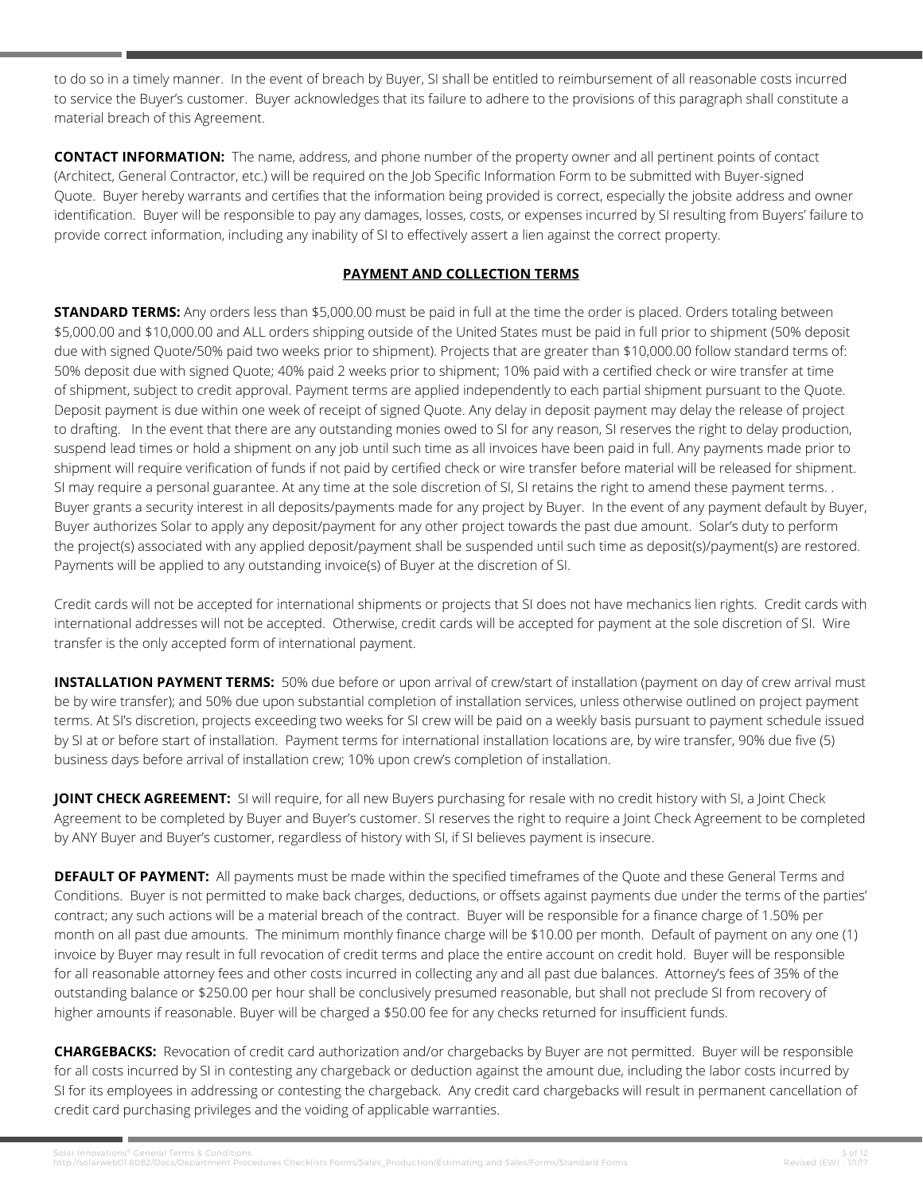to do so in a timely manner. In the event of breach by Buyer, SI shall be entitled to reimbursement of all reasonable costs incurred to service the Buyer's customer. Buyer acknowledges that its failure to adhere to the provisions of this paragraph shall constitute a material breach of this Agreement.

**CONTACT INFORMATION:** The name, address, and phone number of the property owner and all pertinent points of contact (Architect, General Contractor, etc.) will be required on the Job Specific Information Form to be submitted with Buyer-signed Quote. Buyer hereby warrants and certifies that the information being provided is correct, especially the jobsite address and owner identification. Buyer will be responsible to pay any damages, losses, costs, or expenses incurred by SI resulting from Buyers' failure to provide correct information, including any inability of SI to effectively assert a lien against the correct property.

## PAYMENT AND COLLECTION TERMS

**STANDARD TERMS:** Any orders less than $5,000.00 must be paid in full at the time the order is placed. Orders totaling between $5,000.00 and $10,000.00 and ALL orders shipping outside of the United States must be paid in full prior to shipment (50% deposit due with signed Quote/50% paid two weeks prior to shipment). Projects that are greater than $10,000.00 follow standard terms of: 50% deposit due with signed Quote; 40% paid 2 weeks prior to shipment; 10% paid with a certified check or wire transfer at time of shipment, subject to credit approval. Payment terms are applied independently to each partial shipment pursuant to the Quote. Deposit payment is due within one week of receipt of signed Quote. Any delay in deposit payment may delay the release of project to drafting. In the event that there are any outstanding monies owed to SI for any reason, SI reserves the right to delay production, suspend lead times or hold a shipment on any job until such time as all invoices have been paid in full. Any payments made prior to shipment will require verification of funds if not paid by certified check or wire transfer before material will be released for shipment. SI may require a personal guarantee. At any time at the sole discretion of SI, SI retains the right to amend these payment terms. . Buyer grants a security interest in all deposits/payments made for any project by Buyer. In the event of any payment default by Buyer, Buyer authorizes Solar to apply any deposit/payment for any other project towards the past due amount. Solar's duty to perform the project(s) associated with any applied deposit/payment shall be suspended until such time as deposit(s)/payment(s) are restored. Payments will be applied to any outstanding invoice(s) of Buyer at the discretion of SI.

Credit cards will not be accepted for international shipments or projects that SI does not have mechanics lien rights. Credit cards with international addresses will not be accepted. Otherwise, credit cards will be accepted for payment at the sole discretion of SI. Wire transfer is the only accepted form of international payment.

**INSTALLATION PAYMENT TERMS:** 50% due before or upon arrival of crew/start of installation (payment on day of crew arrival must be by wire transfer); and 50% due upon substantial completion of installation services, unless otherwise outlined on project payment terms. At SI's discretion, projects exceeding two weeks for SI crew will be paid on a weekly basis pursuant to payment schedule issued by SI at or before start of installation. Payment terms for international installation locations are, by wire transfer, 90% due five (5) business days before arrival of installation crew; 10% upon crew's completion of installation.

**JOINT CHECK AGREEMENT:** SI will require, for all new Buyers purchasing for resale with no credit history with SI, a Joint Check Agreement to be completed by Buyer and Buyer's customer. SI reserves the right to require a Joint Check Agreement to be completed by ANY Buyer and Buyer's customer, regardless of history with SI, if SI believes payment is insecure.

**DEFAULT OF PAYMENT:** All payments must be made within the specified timeframes of the Quote and these General Terms and Conditions. Buyer is not permitted to make back charges, deductions, or offsets against payments due under the terms of the parties' contract; any such actions will be a material breach of the contract. Buyer will be responsible for a finance charge of 1.50% per month on all past due amounts. The minimum monthly finance charge will be $10.00 per month. Default of payment on any one (1) invoice by Buyer may result in full revocation of credit terms and place the entire account on credit hold. Buyer will be responsible for all reasonable attorney fees and other costs incurred in collecting any and all past due balances. Attorney's fees of 35% of the outstanding balance or $250.00 per hour shall be conclusively presumed reasonable, but shall not preclude SI from recovery of higher amounts if reasonable. Buyer will be charged a $50.00 fee for any checks returned for insufficient funds.

**CHARGEBACKS:** Revocation of credit card authorization and/or chargebacks by Buyer are not permitted. Buyer will be responsible for all costs incurred by SI in contesting any chargeback or deduction against the amount due, including the labor costs incurred by SI for its employees in addressing or contesting the chargeback. Any credit card chargebacks will result in permanent cancellation of credit card purchasing privileges and the voiding of applicable warranties.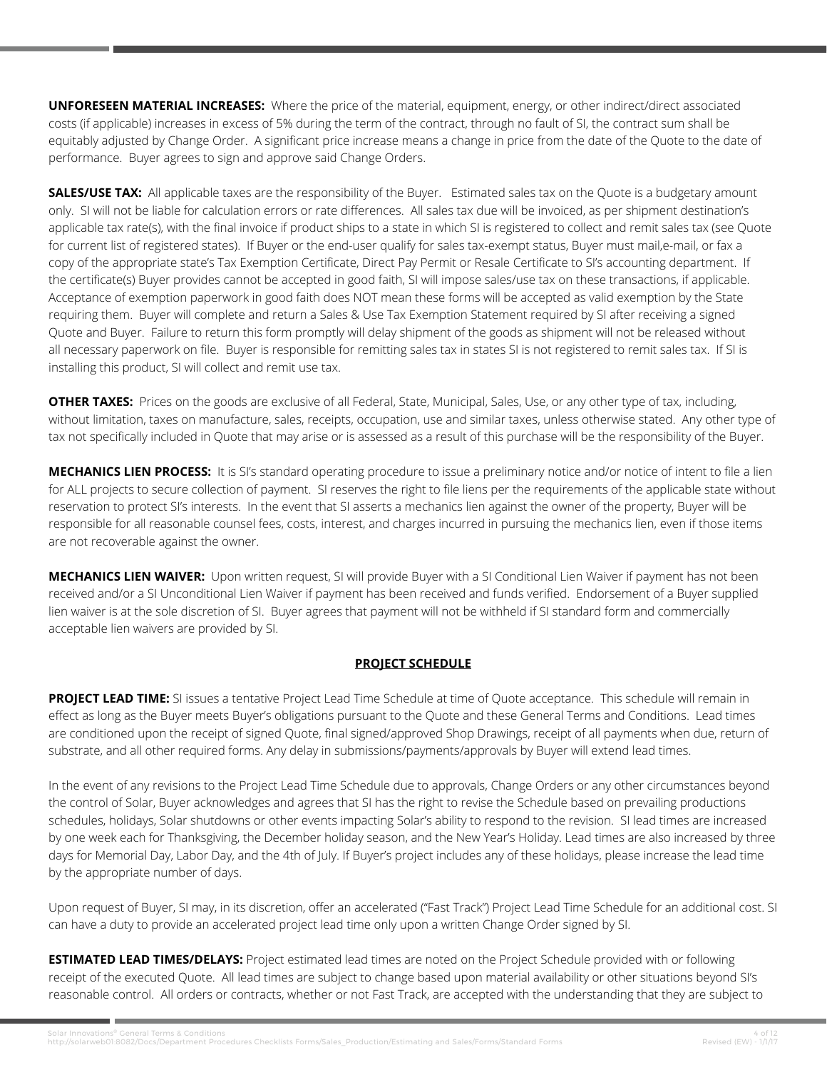**UNFORESEEN MATERIAL INCREASES:** Where the price of the material, equipment, energy, or other indirect/direct associated costs (if applicable) increases in excess of 5% during the term of the contract, through no fault of SI, the contract sum shall be equitably adjusted by Change Order. A significant price increase means a change in price from the date of the Quote to the date of performance. Buyer agrees to sign and approve said Change Orders.

**SALES/USE TAX:** All applicable taxes are the responsibility of the Buyer. Estimated sales tax on the Quote is a budgetary amount only. SI will not be liable for calculation errors or rate differences. All sales tax due will be invoiced, as per shipment destination's applicable tax rate(s), with the final invoice if product ships to a state in which SI is registered to collect and remit sales tax (see Quote for current list of registered states). If Buyer or the end-user qualify for sales tax-exempt status, Buyer must mail,e-mail, or fax a copy of the appropriate state's Tax Exemption Certificate, Direct Pay Permit or Resale Certificate to SI's accounting department. If the certificate(s) Buyer provides cannot be accepted in good faith, SI will impose sales/use tax on these transactions, if applicable. Acceptance of exemption paperwork in good faith does NOT mean these forms will be accepted as valid exemption by the State requiring them. Buyer will complete and return a Sales & Use Tax Exemption Statement required by SI after receiving a signed Quote and Buyer. Failure to return this form promptly will delay shipment of the goods as shipment will not be released without all necessary paperwork on file. Buyer is responsible for remitting sales tax in states SI is not registered to remit sales tax. If SI is installing this product, SI will collect and remit use tax.

**OTHER TAXES:** Prices on the goods are exclusive of all Federal, State, Municipal, Sales, Use, or any other type of tax, including, without limitation, taxes on manufacture, sales, receipts, occupation, use and similar taxes, unless otherwise stated. Any other type of tax not specifically included in Quote that may arise or is assessed as a result of this purchase will be the responsibility of the Buyer.

**MECHANICS LIEN PROCESS:** It is SI's standard operating procedure to issue a preliminary notice and/or notice of intent to file a lien for ALL projects to secure collection of payment. SI reserves the right to file liens per the requirements of the applicable state without reservation to protect SI's interests. In the event that SI asserts a mechanics lien against the owner of the property, Buyer will be responsible for all reasonable counsel fees, costs, interest, and charges incurred in pursuing the mechanics lien, even if those items are not recoverable against the owner.

**MECHANICS LIEN WAIVER:** Upon written request, SI will provide Buyer with a SI Conditional Lien Waiver if payment has not been received and/or a SI Unconditional Lien Waiver if payment has been received and funds verified. Endorsement of a Buyer supplied lien waiver is at the sole discretion of SI. Buyer agrees that payment will not be withheld if SI standard form and commercially acceptable lien waivers are provided by SI.

## PROJECT SCHEDULE

**PROJECT LEAD TIME:** SI issues a tentative Project Lead Time Schedule at time of Quote acceptance. This schedule will remain in effect as long as the Buyer meets Buyer's obligations pursuant to the Quote and these General Terms and Conditions. Lead times are conditioned upon the receipt of signed Quote, final signed/approved Shop Drawings, receipt of all payments when due, return of substrate, and all other required forms. Any delay in submissions/payments/approvals by Buyer will extend lead times.

In the event of any revisions to the Project Lead Time Schedule due to approvals, Change Orders or any other circumstances beyond the control of Solar, Buyer acknowledges and agrees that SI has the right to revise the Schedule based on prevailing productions schedules, holidays, Solar shutdowns or other events impacting Solar's ability to respond to the revision. SI lead times are increased by one week each for Thanksgiving, the December holiday season, and the New Year's Holiday. Lead times are also increased by three days for Memorial Day, Labor Day, and the 4th of July. If Buyer's project includes any of these holidays, please increase the lead time by the appropriate number of days.

Upon request of Buyer, SI may, in its discretion, offer an accelerated ("Fast Track") Project Lead Time Schedule for an additional cost. SI can have a duty to provide an accelerated project lead time only upon a written Change Order signed by SI.

**ESTIMATED LEAD TIMES/DELAYS:** Project estimated lead times are noted on the Project Schedule provided with or following receipt of the executed Quote. All lead times are subject to change based upon material availability or other situations beyond SI's reasonable control. All orders or contracts, whether or not Fast Track, are accepted with the understanding that they are subject to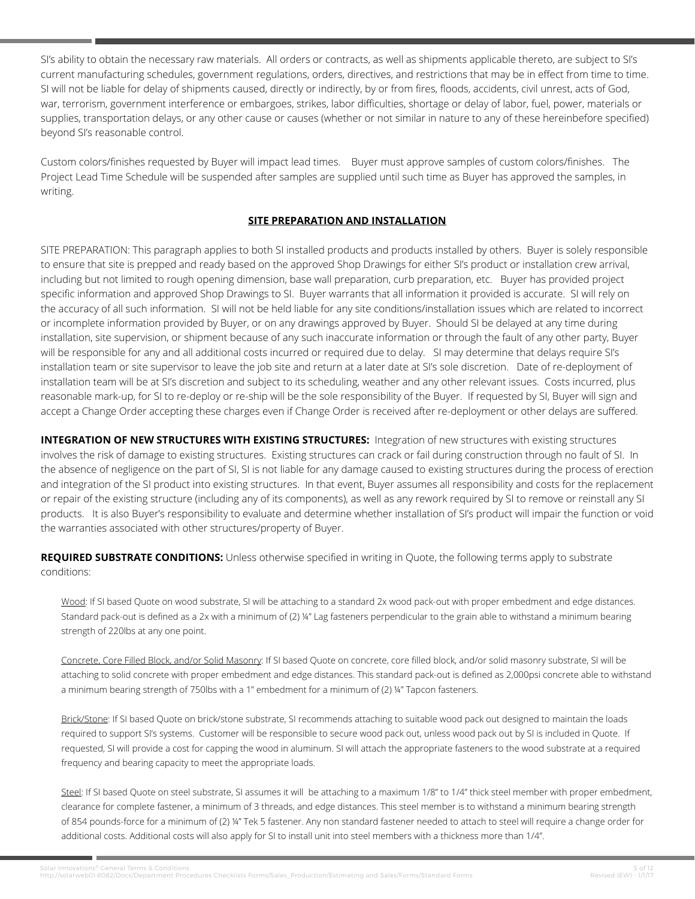SI's ability to obtain the necessary raw materials. All orders or contracts, as well as shipments applicable thereto, are subject to SI's current manufacturing schedules, government regulations, orders, directives, and restrictions that may be in effect from time to time. SI will not be liable for delay of shipments caused, directly or indirectly, by or from fires, floods, accidents, civil unrest, acts of God, war, terrorism, government interference or embargoes, strikes, labor difficulties, shortage or delay of labor, fuel, power, materials or supplies, transportation delays, or any other cause or causes (whether or not similar in nature to any of these hereinbefore specified) beyond SI's reasonable control.

Custom colors/finishes requested by Buyer will impact lead times. Buyer must approve samples of custom colors/finishes. The Project Lead Time Schedule will be suspended after samples are supplied until such time as Buyer has approved the samples, in writing.

## SITE PREPARATION AND INSTALLATION

SITE PREPARATION: This paragraph applies to both SI installed products and products installed by others. Buyer is solely responsible to ensure that site is prepped and ready based on the approved Shop Drawings for either SI's product or installation crew arrival, including but not limited to rough opening dimension, base wall preparation, curb preparation, etc. Buyer has provided project specific information and approved Shop Drawings to SI. Buyer warrants that all information it provided is accurate. SI will rely on the accuracy of all such information. SI will not be held liable for any site conditions/installation issues which are related to incorrect or incomplete information provided by Buyer, or on any drawings approved by Buyer. Should SI be delayed at any time during installation, site supervision, or shipment because of any such inaccurate information or through the fault of any other party, Buyer will be responsible for any and all additional costs incurred or required due to delay. SI may determine that delays require SI's installation team or site supervisor to leave the job site and return at a later date at SI's sole discretion. Date of re-deployment of installation team will be at SI's discretion and subject to its scheduling, weather and any other relevant issues. Costs incurred, plus reasonable mark-up, for SI to re-deploy or re-ship will be the sole responsibility of the Buyer. If requested by SI, Buyer will sign and accept a Change Order accepting these charges even if Change Order is received after re-deployment or other delays are suffered.

**INTEGRATION OF NEW STRUCTURES WITH EXISTING STRUCTURES:** Integration of new structures with existing structures involves the risk of damage to existing structures. Existing structures can crack or fail during construction through no fault of SI. In the absence of negligence on the part of SI, SI is not liable for any damage caused to existing structures during the process of erection and integration of the SI product into existing structures. In that event, Buyer assumes all responsibility and costs for the replacement or repair of the existing structure (including any of its components), as well as any rework required by SI to remove or reinstall any SI products. It is also Buyer's responsibility to evaluate and determine whether installation of SI's product will impair the function or void the warranties associated with other structures/property of Buyer.

**REQUIRED SUBSTRATE CONDITIONS:** Unless otherwise specified in writing in Quote, the following terms apply to substrate conditions:

Wood: If SI based Quote on wood substrate, SI will be attaching to a standard 2x wood pack-out with proper embedment and edge distances. Standard pack-out is defined as a 2x with a minimum of (2) ¼" Lag fasteners perpendicular to the grain able to withstand a minimum bearing strength of 220lbs at any one point.

Concrete, Core Filled Block, and/or Solid Masonry: If SI based Quote on concrete, core filled block, and/or solid masonry substrate, SI will be attaching to solid concrete with proper embedment and edge distances. This standard pack-out is defined as 2,000psi concrete able to withstand a minimum bearing strength of 750lbs with a 1" embedment for a minimum of (2) ¼" Tapcon fasteners.

Brick/Stone: If SI based Quote on brick/stone substrate, SI recommends attaching to suitable wood pack out designed to maintain the loads required to support SI's systems. Customer will be responsible to secure wood pack out, unless wood pack out by SI is included in Quote. If requested, SI will provide a cost for capping the wood in aluminum. SI will attach the appropriate fasteners to the wood substrate at a required frequency and bearing capacity to meet the appropriate loads.

Steel: If SI based Quote on steel substrate, SI assumes it will be attaching to a maximum 1/8" to 1/4" thick steel member with proper embedment, clearance for complete fastener, a minimum of 3 threads, and edge distances. This steel member is to withstand a minimum bearing strength of 854 pounds-force for a minimum of (2) ¼" Tek 5 fastener. Any non standard fastener needed to attach to steel will require a change order for additional costs. Additional costs will also apply for SI to install unit into steel members with a thickness more than 1/4".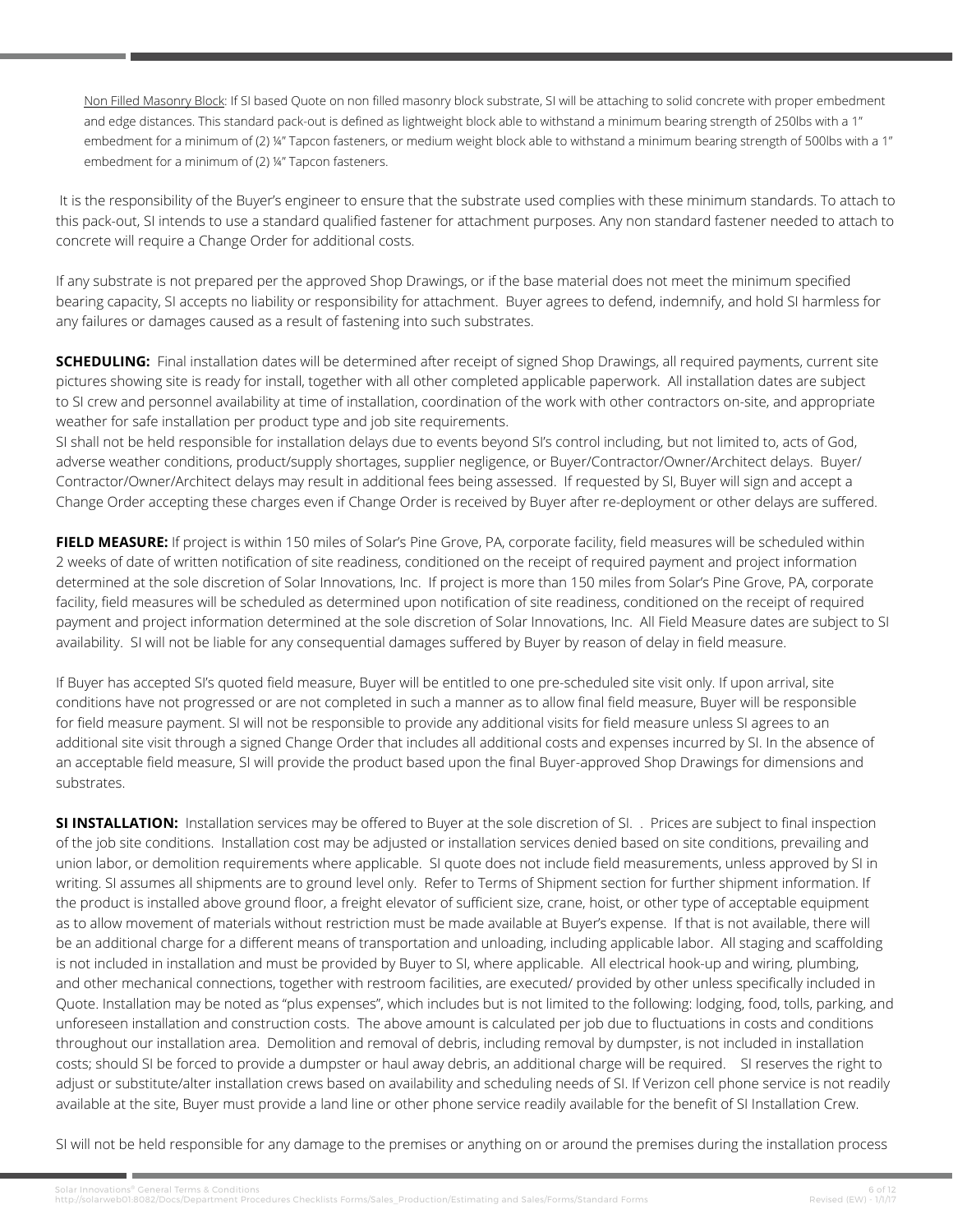Non Filled Masonry Block: If SI based Quote on non filled masonry block substrate, SI will be attaching to solid concrete with proper embedment and edge distances. This standard pack-out is defined as lightweight block able to withstand a minimum bearing strength of 250lbs with a 1" embedment for a minimum of (2) ¼" Tapcon fasteners, or medium weight block able to withstand a minimum bearing strength of 500lbs with a 1" embedment for a minimum of (2) ¼" Tapcon fasteners.

It is the responsibility of the Buyer's engineer to ensure that the substrate used complies with these minimum standards. To attach to this pack-out, SI intends to use a standard qualified fastener for attachment purposes. Any non standard fastener needed to attach to concrete will require a Change Order for additional costs.

If any substrate is not prepared per the approved Shop Drawings, or if the base material does not meet the minimum specified bearing capacity, SI accepts no liability or responsibility for attachment. Buyer agrees to defend, indemnify, and hold SI harmless for any failures or damages caused as a result of fastening into such substrates.

**SCHEDULING:** Final installation dates will be determined after receipt of signed Shop Drawings, all required payments, current site pictures showing site is ready for install, together with all other completed applicable paperwork. All installation dates are subject to SI crew and personnel availability at time of installation, coordination of the work with other contractors on-site, and appropriate weather for safe installation per product type and job site requirements.
SI shall not be held responsible for installation delays due to events beyond SI's control including, but not limited to, acts of God, adverse weather conditions, product/supply shortages, supplier negligence, or Buyer/Contractor/Owner/Architect delays. Buyer/Contractor/Owner/Architect delays may result in additional fees being assessed. If requested by SI, Buyer will sign and accept a Change Order accepting these charges even if Change Order is received by Buyer after re-deployment or other delays are suffered.

**FIELD MEASURE:** If project is within 150 miles of Solar's Pine Grove, PA, corporate facility, field measures will be scheduled within 2 weeks of date of written notification of site readiness, conditioned on the receipt of required payment and project information determined at the sole discretion of Solar Innovations, Inc. If project is more than 150 miles from Solar's Pine Grove, PA, corporate facility, field measures will be scheduled as determined upon notification of site readiness, conditioned on the receipt of required payment and project information determined at the sole discretion of Solar Innovations, Inc. All Field Measure dates are subject to SI availability. SI will not be liable for any consequential damages suffered by Buyer by reason of delay in field measure.

If Buyer has accepted SI's quoted field measure, Buyer will be entitled to one pre-scheduled site visit only. If upon arrival, site conditions have not progressed or are not completed in such a manner as to allow final field measure, Buyer will be responsible for field measure payment. SI will not be responsible to provide any additional visits for field measure unless SI agrees to an additional site visit through a signed Change Order that includes all additional costs and expenses incurred by SI. In the absence of an acceptable field measure, SI will provide the product based upon the final Buyer-approved Shop Drawings for dimensions and substrates.

**SI INSTALLATION:** Installation services may be offered to Buyer at the sole discretion of SI. . Prices are subject to final inspection of the job site conditions. Installation cost may be adjusted or installation services denied based on site conditions, prevailing and union labor, or demolition requirements where applicable. SI quote does not include field measurements, unless approved by SI in writing. SI assumes all shipments are to ground level only. Refer to Terms of Shipment section for further shipment information. If the product is installed above ground floor, a freight elevator of sufficient size, crane, hoist, or other type of acceptable equipment as to allow movement of materials without restriction must be made available at Buyer's expense. If that is not available, there will be an additional charge for a different means of transportation and unloading, including applicable labor. All staging and scaffolding is not included in installation and must be provided by Buyer to SI, where applicable. All electrical hook-up and wiring, plumbing, and other mechanical connections, together with restroom facilities, are executed/ provided by other unless specifically included in Quote. Installation may be noted as "plus expenses", which includes but is not limited to the following: lodging, food, tolls, parking, and unforeseen installation and construction costs. The above amount is calculated per job due to fluctuations in costs and conditions throughout our installation area. Demolition and removal of debris, including removal by dumpster, is not included in installation costs; should SI be forced to provide a dumpster or haul away debris, an additional charge will be required. SI reserves the right to adjust or substitute/alter installation crews based on availability and scheduling needs of SI. If Verizon cell phone service is not readily available at the site, Buyer must provide a land line or other phone service readily available for the benefit of SI Installation Crew.

SI will not be held responsible for any damage to the premises or anything on or around the premises during the installation process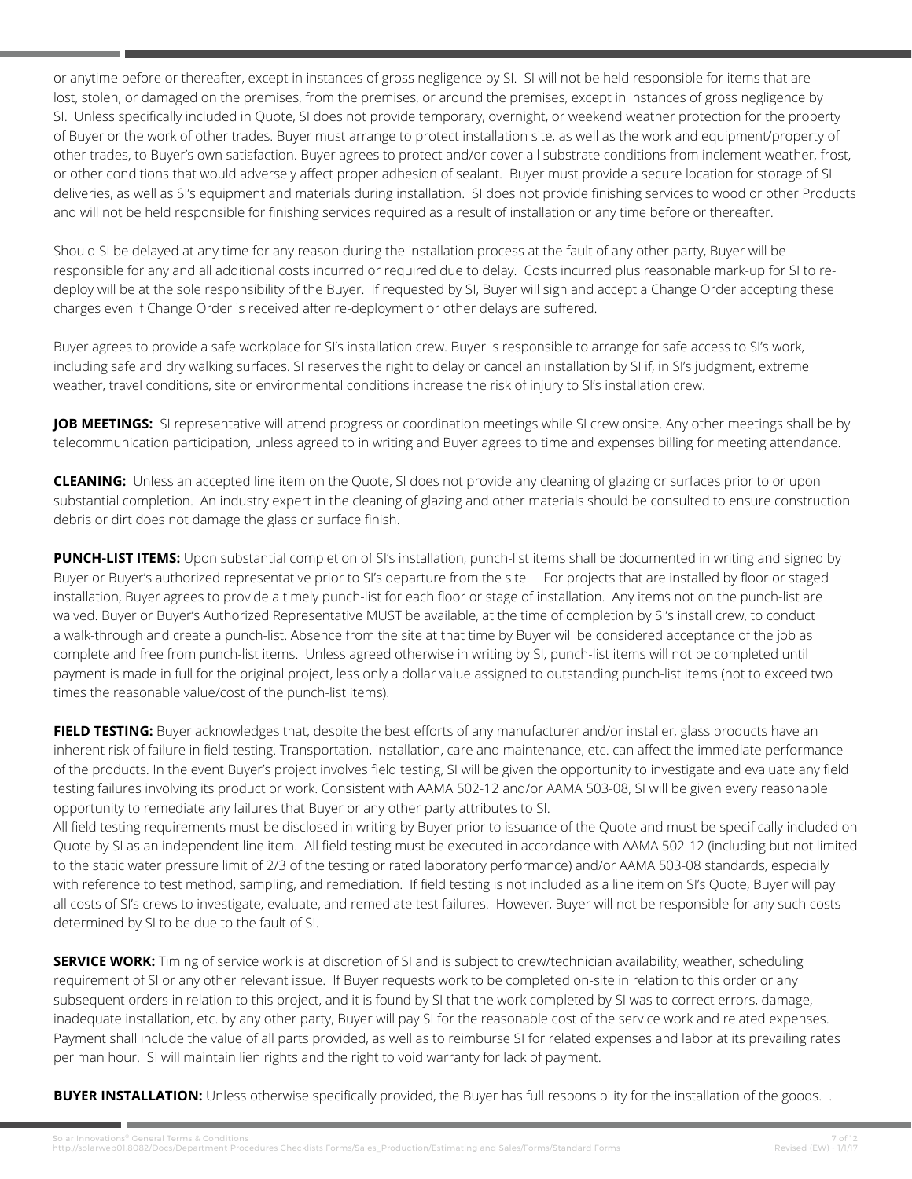or anytime before or thereafter, except in instances of gross negligence by SI. SI will not be held responsible for items that are lost, stolen, or damaged on the premises, from the premises, or around the premises, except in instances of gross negligence by SI. Unless specifically included in Quote, SI does not provide temporary, overnight, or weekend weather protection for the property of Buyer or the work of other trades. Buyer must arrange to protect installation site, as well as the work and equipment/property of other trades, to Buyer's own satisfaction. Buyer agrees to protect and/or cover all substrate conditions from inclement weather, frost, or other conditions that would adversely affect proper adhesion of sealant. Buyer must provide a secure location for storage of SI deliveries, as well as SI's equipment and materials during installation. SI does not provide finishing services to wood or other Products and will not be held responsible for finishing services required as a result of installation or any time before or thereafter.

Should SI be delayed at any time for any reason during the installation process at the fault of any other party, Buyer will be responsible for any and all additional costs incurred or required due to delay. Costs incurred plus reasonable mark-up for SI to re-deploy will be at the sole responsibility of the Buyer. If requested by SI, Buyer will sign and accept a Change Order accepting these charges even if Change Order is received after re-deployment or other delays are suffered.

Buyer agrees to provide a safe workplace for SI's installation crew. Buyer is responsible to arrange for safe access to SI's work, including safe and dry walking surfaces. SI reserves the right to delay or cancel an installation by SI if, in SI's judgment, extreme weather, travel conditions, site or environmental conditions increase the risk of injury to SI's installation crew.

**JOB MEETINGS:** SI representative will attend progress or coordination meetings while SI crew onsite. Any other meetings shall be by telecommunication participation, unless agreed to in writing and Buyer agrees to time and expenses billing for meeting attendance.

**CLEANING:** Unless an accepted line item on the Quote, SI does not provide any cleaning of glazing or surfaces prior to or upon substantial completion. An industry expert in the cleaning of glazing and other materials should be consulted to ensure construction debris or dirt does not damage the glass or surface finish.

**PUNCH-LIST ITEMS:** Upon substantial completion of SI's installation, punch-list items shall be documented in writing and signed by Buyer or Buyer's authorized representative prior to SI's departure from the site. For projects that are installed by floor or staged installation, Buyer agrees to provide a timely punch-list for each floor or stage of installation. Any items not on the punch-list are waived. Buyer or Buyer's Authorized Representative MUST be available, at the time of completion by SI's install crew, to conduct a walk-through and create a punch-list. Absence from the site at that time by Buyer will be considered acceptance of the job as complete and free from punch-list items. Unless agreed otherwise in writing by SI, punch-list items will not be completed until payment is made in full for the original project, less only a dollar value assigned to outstanding punch-list items (not to exceed two times the reasonable value/cost of the punch-list items).

**FIELD TESTING:** Buyer acknowledges that, despite the best efforts of any manufacturer and/or installer, glass products have an inherent risk of failure in field testing. Transportation, installation, care and maintenance, etc. can affect the immediate performance of the products. In the event Buyer's project involves field testing, SI will be given the opportunity to investigate and evaluate any field testing failures involving its product or work. Consistent with AAMA 502-12 and/or AAMA 503-08, SI will be given every reasonable opportunity to remediate any failures that Buyer or any other party attributes to SI.

All field testing requirements must be disclosed in writing by Buyer prior to issuance of the Quote and must be specifically included on Quote by SI as an independent line item. All field testing must be executed in accordance with AAMA 502-12 (including but not limited to the static water pressure limit of 2/3 of the testing or rated laboratory performance) and/or AAMA 503-08 standards, especially with reference to test method, sampling, and remediation. If field testing is not included as a line item on SI's Quote, Buyer will pay all costs of SI's crews to investigate, evaluate, and remediate test failures. However, Buyer will not be responsible for any such costs determined by SI to be due to the fault of SI.

**SERVICE WORK:** Timing of service work is at discretion of SI and is subject to crew/technician availability, weather, scheduling requirement of SI or any other relevant issue. If Buyer requests work to be completed on-site in relation to this order or any subsequent orders in relation to this project, and it is found by SI that the work completed by SI was to correct errors, damage, inadequate installation, etc. by any other party, Buyer will pay SI for the reasonable cost of the service work and related expenses. Payment shall include the value of all parts provided, as well as to reimburse SI for related expenses and labor at its prevailing rates per man hour. SI will maintain lien rights and the right to void warranty for lack of payment.

**BUYER INSTALLATION:** Unless otherwise specifically provided, the Buyer has full responsibility for the installation of the goods. .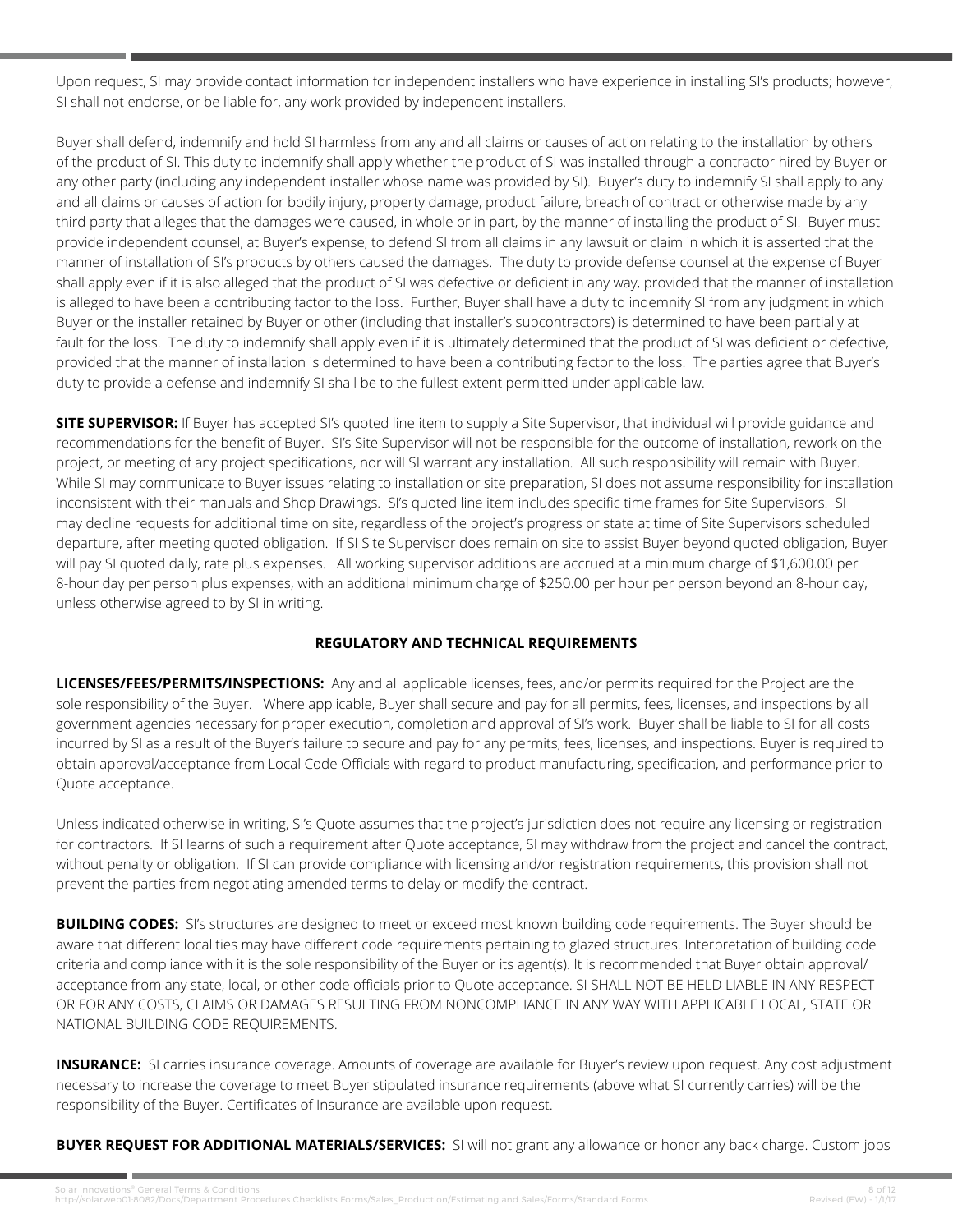Upon request, SI may provide contact information for independent installers who have experience in installing SI's products; however, SI shall not endorse, or be liable for, any work provided by independent installers.

Buyer shall defend, indemnify and hold SI harmless from any and all claims or causes of action relating to the installation by others of the product of SI. This duty to indemnify shall apply whether the product of SI was installed through a contractor hired by Buyer or any other party (including any independent installer whose name was provided by SI). Buyer's duty to indemnify SI shall apply to any and all claims or causes of action for bodily injury, property damage, product failure, breach of contract or otherwise made by any third party that alleges that the damages were caused, in whole or in part, by the manner of installing the product of SI. Buyer must provide independent counsel, at Buyer's expense, to defend SI from all claims in any lawsuit or claim in which it is asserted that the manner of installation of SI's products by others caused the damages. The duty to provide defense counsel at the expense of Buyer shall apply even if it is also alleged that the product of SI was defective or deficient in any way, provided that the manner of installation is alleged to have been a contributing factor to the loss. Further, Buyer shall have a duty to indemnify SI from any judgment in which Buyer or the installer retained by Buyer or other (including that installer's subcontractors) is determined to have been partially at fault for the loss. The duty to indemnify shall apply even if it is ultimately determined that the product of SI was deficient or defective, provided that the manner of installation is determined to have been a contributing factor to the loss. The parties agree that Buyer's duty to provide a defense and indemnify SI shall be to the fullest extent permitted under applicable law.

**SITE SUPERVISOR:** If Buyer has accepted SI's quoted line item to supply a Site Supervisor, that individual will provide guidance and recommendations for the benefit of Buyer. SI's Site Supervisor will not be responsible for the outcome of installation, rework on the project, or meeting of any project specifications, nor will SI warrant any installation. All such responsibility will remain with Buyer. While SI may communicate to Buyer issues relating to installation or site preparation, SI does not assume responsibility for installation inconsistent with their manuals and Shop Drawings. SI's quoted line item includes specific time frames for Site Supervisors. SI may decline requests for additional time on site, regardless of the project's progress or state at time of Site Supervisors scheduled departure, after meeting quoted obligation. If SI Site Supervisor does remain on site to assist Buyer beyond quoted obligation, Buyer will pay SI quoted daily, rate plus expenses. All working supervisor additions are accrued at a minimum charge of $1,600.00 per 8-hour day per person plus expenses, with an additional minimum charge of $250.00 per hour per person beyond an 8-hour day, unless otherwise agreed to by SI in writing.

## REGULATORY AND TECHNICAL REQUIREMENTS

**LICENSES/FEES/PERMITS/INSPECTIONS:** Any and all applicable licenses, fees, and/or permits required for the Project are the sole responsibility of the Buyer. Where applicable, Buyer shall secure and pay for all permits, fees, licenses, and inspections by all government agencies necessary for proper execution, completion and approval of SI's work. Buyer shall be liable to SI for all costs incurred by SI as a result of the Buyer's failure to secure and pay for any permits, fees, licenses, and inspections. Buyer is required to obtain approval/acceptance from Local Code Officials with regard to product manufacturing, specification, and performance prior to Quote acceptance.

Unless indicated otherwise in writing, SI's Quote assumes that the project's jurisdiction does not require any licensing or registration for contractors. If SI learns of such a requirement after Quote acceptance, SI may withdraw from the project and cancel the contract, without penalty or obligation. If SI can provide compliance with licensing and/or registration requirements, this provision shall not prevent the parties from negotiating amended terms to delay or modify the contract.

**BUILDING CODES:** SI's structures are designed to meet or exceed most known building code requirements. The Buyer should be aware that different localities may have different code requirements pertaining to glazed structures. Interpretation of building code criteria and compliance with it is the sole responsibility of the Buyer or its agent(s). It is recommended that Buyer obtain approval/ acceptance from any state, local, or other code officials prior to Quote acceptance. SI SHALL NOT BE HELD LIABLE IN ANY RESPECT OR FOR ANY COSTS, CLAIMS OR DAMAGES RESULTING FROM NONCOMPLIANCE IN ANY WAY WITH APPLICABLE LOCAL, STATE OR NATIONAL BUILDING CODE REQUIREMENTS.

**INSURANCE:** SI carries insurance coverage. Amounts of coverage are available for Buyer's review upon request. Any cost adjustment necessary to increase the coverage to meet Buyer stipulated insurance requirements (above what SI currently carries) will be the responsibility of the Buyer. Certificates of Insurance are available upon request.

**BUYER REQUEST FOR ADDITIONAL MATERIALS/SERVICES:** SI will not grant any allowance or honor any back charge. Custom jobs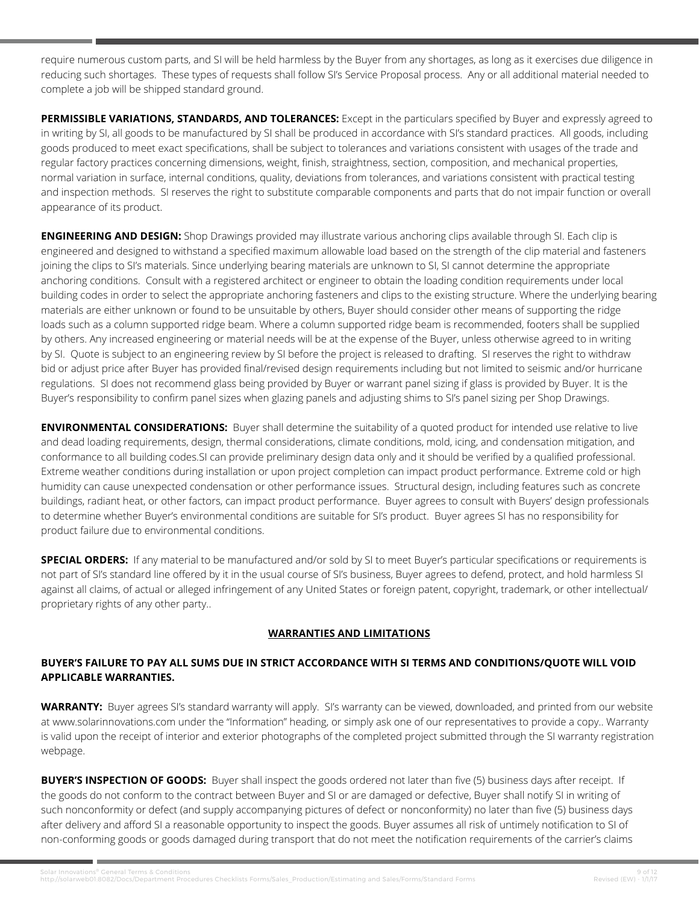require numerous custom parts, and SI will be held harmless by the Buyer from any shortages, as long as it exercises due diligence in reducing such shortages. These types of requests shall follow SI's Service Proposal process. Any or all additional material needed to complete a job will be shipped standard ground.

**PERMISSIBLE VARIATIONS, STANDARDS, AND TOLERANCES:** Except in the particulars specified by Buyer and expressly agreed to in writing by SI, all goods to be manufactured by SI shall be produced in accordance with SI's standard practices. All goods, including goods produced to meet exact specifications, shall be subject to tolerances and variations consistent with usages of the trade and regular factory practices concerning dimensions, weight, finish, straightness, section, composition, and mechanical properties, normal variation in surface, internal conditions, quality, deviations from tolerances, and variations consistent with practical testing and inspection methods. SI reserves the right to substitute comparable components and parts that do not impair function or overall appearance of its product.

**ENGINEERING AND DESIGN:** Shop Drawings provided may illustrate various anchoring clips available through SI. Each clip is engineered and designed to withstand a specified maximum allowable load based on the strength of the clip material and fasteners joining the clips to SI's materials. Since underlying bearing materials are unknown to SI, SI cannot determine the appropriate anchoring conditions. Consult with a registered architect or engineer to obtain the loading condition requirements under local building codes in order to select the appropriate anchoring fasteners and clips to the existing structure. Where the underlying bearing materials are either unknown or found to be unsuitable by others, Buyer should consider other means of supporting the ridge loads such as a column supported ridge beam. Where a column supported ridge beam is recommended, footers shall be supplied by others. Any increased engineering or material needs will be at the expense of the Buyer, unless otherwise agreed to in writing by SI. Quote is subject to an engineering review by SI before the project is released to drafting. SI reserves the right to withdraw bid or adjust price after Buyer has provided final/revised design requirements including but not limited to seismic and/or hurricane regulations. SI does not recommend glass being provided by Buyer or warrant panel sizing if glass is provided by Buyer. It is the Buyer's responsibility to confirm panel sizes when glazing panels and adjusting shims to SI's panel sizing per Shop Drawings.

**ENVIRONMENTAL CONSIDERATIONS:** Buyer shall determine the suitability of a quoted product for intended use relative to live and dead loading requirements, design, thermal considerations, climate conditions, mold, icing, and condensation mitigation, and conformance to all building codes.SI can provide preliminary design data only and it should be verified by a qualified professional. Extreme weather conditions during installation or upon project completion can impact product performance. Extreme cold or high humidity can cause unexpected condensation or other performance issues. Structural design, including features such as concrete buildings, radiant heat, or other factors, can impact product performance. Buyer agrees to consult with Buyers' design professionals to determine whether Buyer's environmental conditions are suitable for SI's product. Buyer agrees SI has no responsibility for product failure due to environmental conditions.

**SPECIAL ORDERS:** If any material to be manufactured and/or sold by SI to meet Buyer's particular specifications or requirements is not part of SI's standard line offered by it in the usual course of SI's business, Buyer agrees to defend, protect, and hold harmless SI against all claims, of actual or alleged infringement of any United States or foreign patent, copyright, trademark, or other intellectual/ proprietary rights of any other party..

## WARRANTIES AND LIMITATIONS

**BUYER'S FAILURE TO PAY ALL SUMS DUE IN STRICT ACCORDANCE WITH SI TERMS AND CONDITIONS/QUOTE WILL VOID APPLICABLE WARRANTIES.**

**WARRANTY:** Buyer agrees SI's standard warranty will apply. SI's warranty can be viewed, downloaded, and printed from our website at www.solarinnovations.com under the "Information" heading, or simply ask one of our representatives to provide a copy.. Warranty is valid upon the receipt of interior and exterior photographs of the completed project submitted through the SI warranty registration webpage.

**BUYER'S INSPECTION OF GOODS:** Buyer shall inspect the goods ordered not later than five (5) business days after receipt. If the goods do not conform to the contract between Buyer and SI or are damaged or defective, Buyer shall notify SI in writing of such nonconformity or defect (and supply accompanying pictures of defect or nonconformity) no later than five (5) business days after delivery and afford SI a reasonable opportunity to inspect the goods. Buyer assumes all risk of untimely notification to SI of non-conforming goods or goods damaged during transport that do not meet the notification requirements of the carrier's claims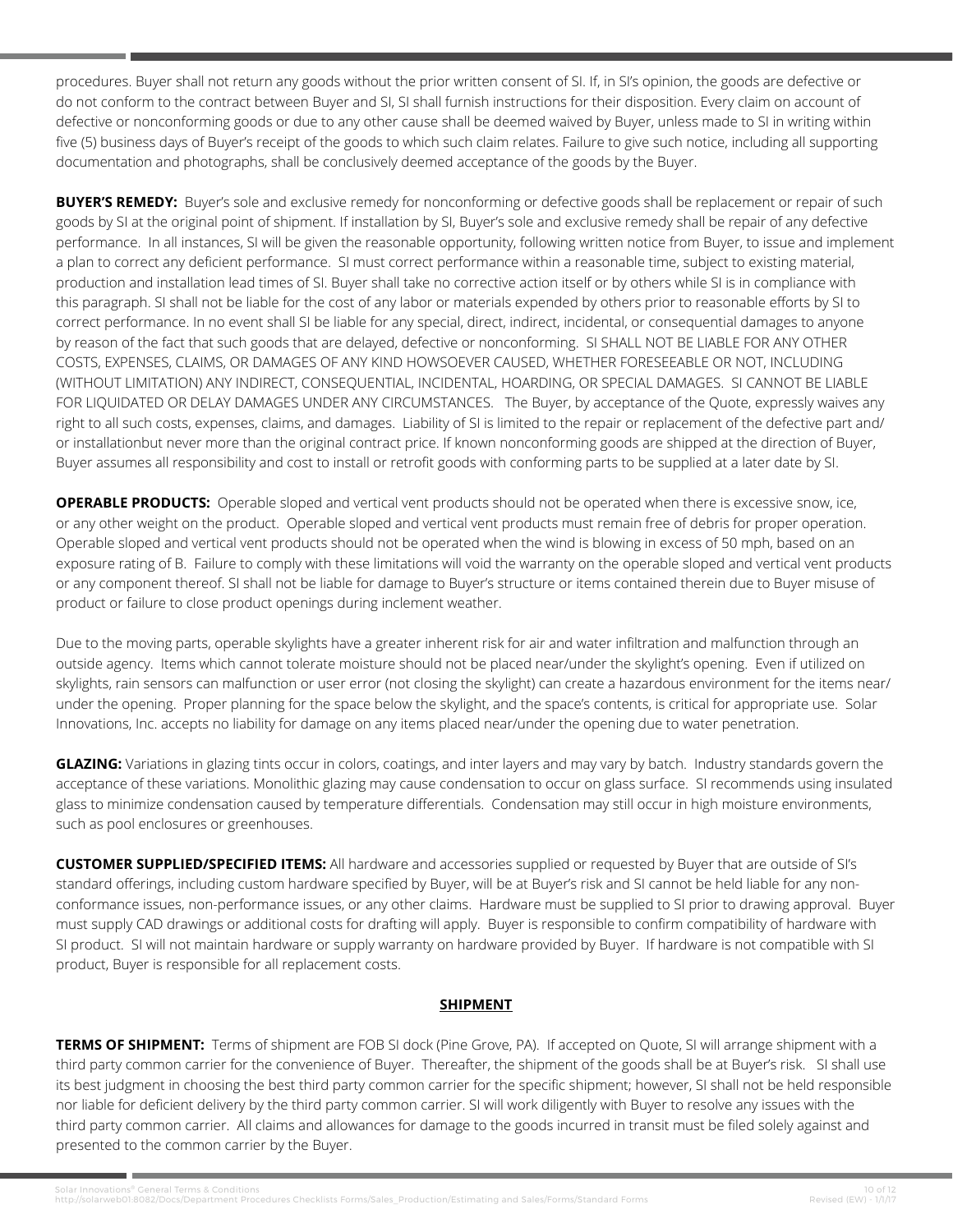procedures. Buyer shall not return any goods without the prior written consent of SI. If, in SI's opinion, the goods are defective or do not conform to the contract between Buyer and SI, SI shall furnish instructions for their disposition. Every claim on account of defective or nonconforming goods or due to any other cause shall be deemed waived by Buyer, unless made to SI in writing within five (5) business days of Buyer's receipt of the goods to which such claim relates. Failure to give such notice, including all supporting documentation and photographs, shall be conclusively deemed acceptance of the goods by the Buyer.

**BUYER'S REMEDY:** Buyer's sole and exclusive remedy for nonconforming or defective goods shall be replacement or repair of such goods by SI at the original point of shipment. If installation by SI, Buyer's sole and exclusive remedy shall be repair of any defective performance. In all instances, SI will be given the reasonable opportunity, following written notice from Buyer, to issue and implement a plan to correct any deficient performance. SI must correct performance within a reasonable time, subject to existing material, production and installation lead times of SI. Buyer shall take no corrective action itself or by others while SI is in compliance with this paragraph. SI shall not be liable for the cost of any labor or materials expended by others prior to reasonable efforts by SI to correct performance. In no event shall SI be liable for any special, direct, indirect, incidental, or consequential damages to anyone by reason of the fact that such goods that are delayed, defective or nonconforming. SI SHALL NOT BE LIABLE FOR ANY OTHER COSTS, EXPENSES, CLAIMS, OR DAMAGES OF ANY KIND HOWSOEVER CAUSED, WHETHER FORESEEABLE OR NOT, INCLUDING (WITHOUT LIMITATION) ANY INDIRECT, CONSEQUENTIAL, INCIDENTAL, HOARDING, OR SPECIAL DAMAGES. SI CANNOT BE LIABLE FOR LIQUIDATED OR DELAY DAMAGES UNDER ANY CIRCUMSTANCES. The Buyer, by acceptance of the Quote, expressly waives any right to all such costs, expenses, claims, and damages. Liability of SI is limited to the repair or replacement of the defective part and/or installationbut never more than the original contract price. If known nonconforming goods are shipped at the direction of Buyer, Buyer assumes all responsibility and cost to install or retrofit goods with conforming parts to be supplied at a later date by SI.

**OPERABLE PRODUCTS:** Operable sloped and vertical vent products should not be operated when there is excessive snow, ice, or any other weight on the product. Operable sloped and vertical vent products must remain free of debris for proper operation. Operable sloped and vertical vent products should not be operated when the wind is blowing in excess of 50 mph, based on an exposure rating of B. Failure to comply with these limitations will void the warranty on the operable sloped and vertical vent products or any component thereof. SI shall not be liable for damage to Buyer's structure or items contained therein due to Buyer misuse of product or failure to close product openings during inclement weather.

Due to the moving parts, operable skylights have a greater inherent risk for air and water infiltration and malfunction through an outside agency. Items which cannot tolerate moisture should not be placed near/under the skylight's opening. Even if utilized on skylights, rain sensors can malfunction or user error (not closing the skylight) can create a hazardous environment for the items near/under the opening. Proper planning for the space below the skylight, and the space's contents, is critical for appropriate use. Solar Innovations, Inc. accepts no liability for damage on any items placed near/under the opening due to water penetration.

**GLAZING:** Variations in glazing tints occur in colors, coatings, and inter layers and may vary by batch. Industry standards govern the acceptance of these variations. Monolithic glazing may cause condensation to occur on glass surface. SI recommends using insulated glass to minimize condensation caused by temperature differentials. Condensation may still occur in high moisture environments, such as pool enclosures or greenhouses.

**CUSTOMER SUPPLIED/SPECIFIED ITEMS:** All hardware and accessories supplied or requested by Buyer that are outside of SI's standard offerings, including custom hardware specified by Buyer, will be at Buyer's risk and SI cannot be held liable for any non-conformance issues, non-performance issues, or any other claims. Hardware must be supplied to SI prior to drawing approval. Buyer must supply CAD drawings or additional costs for drafting will apply. Buyer is responsible to confirm compatibility of hardware with SI product. SI will not maintain hardware or supply warranty on hardware provided by Buyer. If hardware is not compatible with SI product, Buyer is responsible for all replacement costs.

## SHIPMENT

**TERMS OF SHIPMENT:** Terms of shipment are FOB SI dock (Pine Grove, PA). If accepted on Quote, SI will arrange shipment with a third party common carrier for the convenience of Buyer. Thereafter, the shipment of the goods shall be at Buyer's risk. SI shall use its best judgment in choosing the best third party common carrier for the specific shipment; however, SI shall not be held responsible nor liable for deficient delivery by the third party common carrier. SI will work diligently with Buyer to resolve any issues with the third party common carrier. All claims and allowances for damage to the goods incurred in transit must be filed solely against and presented to the common carrier by the Buyer.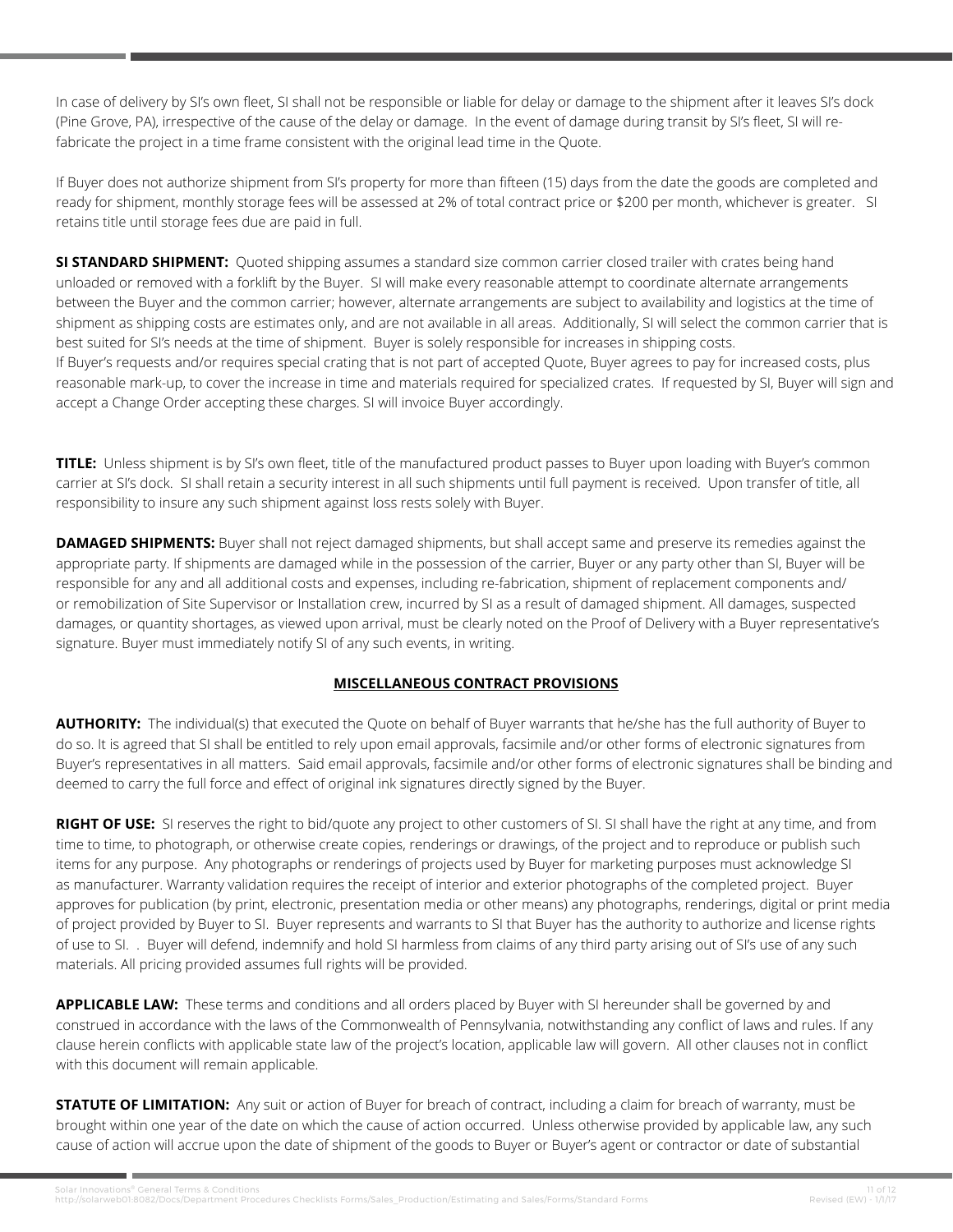In case of delivery by SI's own fleet, SI shall not be responsible or liable for delay or damage to the shipment after it leaves SI's dock (Pine Grove, PA), irrespective of the cause of the delay or damage. In the event of damage during transit by SI's fleet, SI will re-fabricate the project in a time frame consistent with the original lead time in the Quote.

If Buyer does not authorize shipment from SI's property for more than fifteen (15) days from the date the goods are completed and ready for shipment, monthly storage fees will be assessed at 2% of total contract price or $200 per month, whichever is greater. SI retains title until storage fees due are paid in full.

**SI STANDARD SHIPMENT:** Quoted shipping assumes a standard size common carrier closed trailer with crates being hand unloaded or removed with a forklift by the Buyer. SI will make every reasonable attempt to coordinate alternate arrangements between the Buyer and the common carrier; however, alternate arrangements are subject to availability and logistics at the time of shipment as shipping costs are estimates only, and are not available in all areas. Additionally, SI will select the common carrier that is best suited for SI's needs at the time of shipment. Buyer is solely responsible for increases in shipping costs.
If Buyer's requests and/or requires special crating that is not part of accepted Quote, Buyer agrees to pay for increased costs, plus reasonable mark-up, to cover the increase in time and materials required for specialized crates. If requested by SI, Buyer will sign and accept a Change Order accepting these charges. SI will invoice Buyer accordingly.

**TITLE:** Unless shipment is by SI's own fleet, title of the manufactured product passes to Buyer upon loading with Buyer's common carrier at SI's dock. SI shall retain a security interest in all such shipments until full payment is received. Upon transfer of title, all responsibility to insure any such shipment against loss rests solely with Buyer.

**DAMAGED SHIPMENTS:** Buyer shall not reject damaged shipments, but shall accept same and preserve its remedies against the appropriate party. If shipments are damaged while in the possession of the carrier, Buyer or any party other than SI, Buyer will be responsible for any and all additional costs and expenses, including re-fabrication, shipment of replacement components and/or remobilization of Site Supervisor or Installation crew, incurred by SI as a result of damaged shipment. All damages, suspected damages, or quantity shortages, as viewed upon arrival, must be clearly noted on the Proof of Delivery with a Buyer representative's signature. Buyer must immediately notify SI of any such events, in writing.

## MISCELLANEOUS CONTRACT PROVISIONS

**AUTHORITY:** The individual(s) that executed the Quote on behalf of Buyer warrants that he/she has the full authority of Buyer to do so. It is agreed that SI shall be entitled to rely upon email approvals, facsimile and/or other forms of electronic signatures from Buyer's representatives in all matters. Said email approvals, facsimile and/or other forms of electronic signatures shall be binding and deemed to carry the full force and effect of original ink signatures directly signed by the Buyer.

**RIGHT OF USE:** SI reserves the right to bid/quote any project to other customers of SI. SI shall have the right at any time, and from time to time, to photograph, or otherwise create copies, renderings or drawings, of the project and to reproduce or publish such items for any purpose. Any photographs or renderings of projects used by Buyer for marketing purposes must acknowledge SI as manufacturer. Warranty validation requires the receipt of interior and exterior photographs of the completed project. Buyer approves for publication (by print, electronic, presentation media or other means) any photographs, renderings, digital or print media of project provided by Buyer to SI. Buyer represents and warrants to SI that Buyer has the authority to authorize and license rights of use to SI. . Buyer will defend, indemnify and hold SI harmless from claims of any third party arising out of SI's use of any such materials. All pricing provided assumes full rights will be provided.

**APPLICABLE LAW:** These terms and conditions and all orders placed by Buyer with SI hereunder shall be governed by and construed in accordance with the laws of the Commonwealth of Pennsylvania, notwithstanding any conflict of laws and rules. If any clause herein conflicts with applicable state law of the project's location, applicable law will govern. All other clauses not in conflict with this document will remain applicable.

**STATUTE OF LIMITATION:** Any suit or action of Buyer for breach of contract, including a claim for breach of warranty, must be brought within one year of the date on which the cause of action occurred. Unless otherwise provided by applicable law, any such cause of action will accrue upon the date of shipment of the goods to Buyer or Buyer's agent or contractor or date of substantial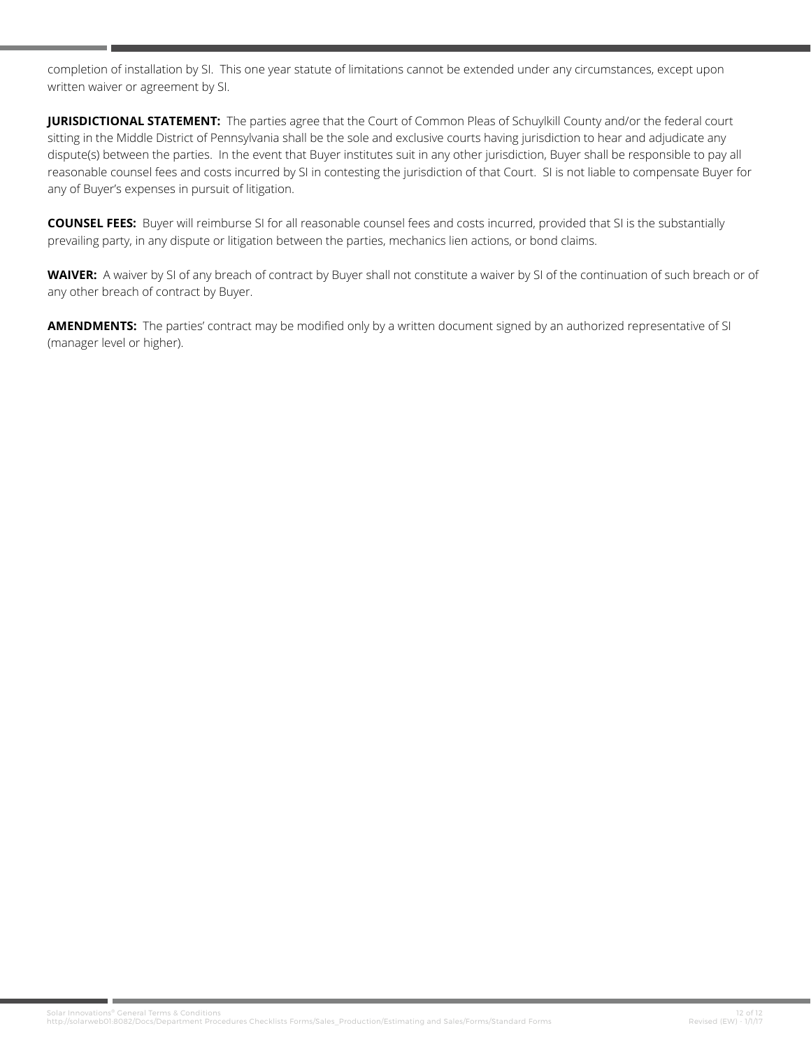completion of installation by SI. This one year statute of limitations cannot be extended under any circumstances, except upon written waiver or agreement by SI.

**JURISDICTIONAL STATEMENT:** The parties agree that the Court of Common Pleas of Schuylkill County and/or the federal court sitting in the Middle District of Pennsylvania shall be the sole and exclusive courts having jurisdiction to hear and adjudicate any dispute(s) between the parties. In the event that Buyer institutes suit in any other jurisdiction, Buyer shall be responsible to pay all reasonable counsel fees and costs incurred by SI in contesting the jurisdiction of that Court. SI is not liable to compensate Buyer for any of Buyer's expenses in pursuit of litigation.

**COUNSEL FEES:** Buyer will reimburse SI for all reasonable counsel fees and costs incurred, provided that SI is the substantially prevailing party, in any dispute or litigation between the parties, mechanics lien actions, or bond claims.

**WAIVER:** A waiver by SI of any breach of contract by Buyer shall not constitute a waiver by SI of the continuation of such breach or of any other breach of contract by Buyer.

**AMENDMENTS:** The parties' contract may be modified only by a written document signed by an authorized representative of SI (manager level or higher).